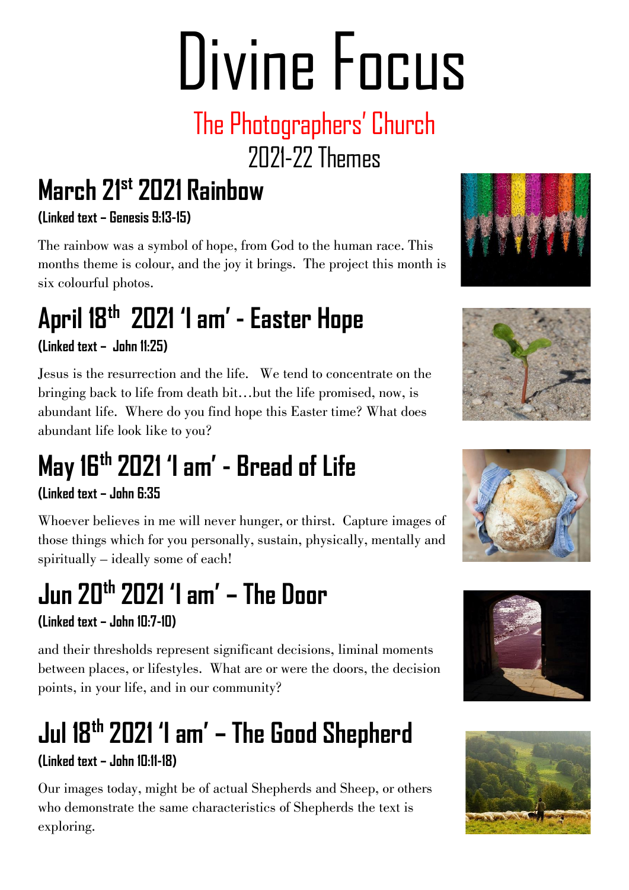# Divine Focus

## The Photographers' Church
## 2021-22 Themes

## March 21st 2021 Rainbow

**(Linked text – Genesis 9:13-15)**

The rainbow was a symbol of hope, from God to the human race. This months theme is colour, and the joy it brings. The project this month is six colourful photos.

## April 18th 2021 'I am' - Easter Hope

**(Linked text – John 11:25)**

Jesus is the resurrection and the life. We tend to concentrate on the bringing back to life from death bit…but the life promised, now, is abundant life. Where do you find hope this Easter time? What does abundant life look like to you?

## May 16th 2021 'I am' - Bread of Life

**(Linked text – John 6:35**

Whoever believes in me will never hunger, or thirst. Capture images of those things which for you personally, sustain, physically, mentally and spiritually – ideally some of each!

## Jun 20th 2021 'I am' – The Door

**(Linked text – John 10:7-10)**

and their thresholds represent significant decisions, liminal moments between places, or lifestyles. What are or were the doors, the decision points, in your life, and in our community?

## Jul 18th 2021 'I am' – The Good Shepherd

**(Linked text – John 10:11-18)**

Our images today, might be of actual Shepherds and Sheep, or others who demonstrate the same characteristics of Shepherds the text is exploring.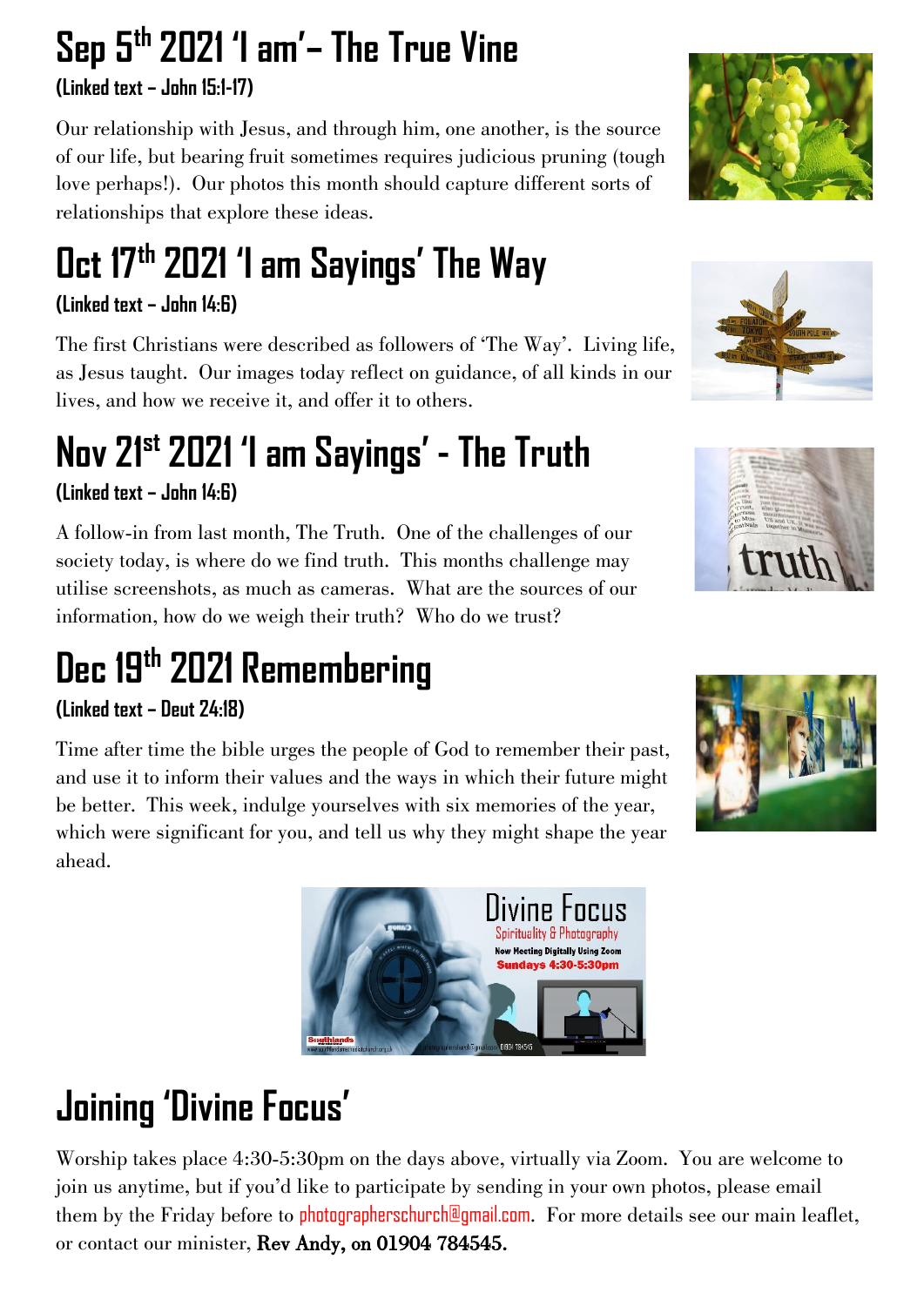# Sep 5th 2021 'I am'– The True Vine

**(Linked text – John 15:1-17)**

Our relationship with Jesus, and through him, one another, is the source of our life, but bearing fruit sometimes requires judicious pruning (tough love perhaps!). Our photos this month should capture different sorts of relationships that explore these ideas.

# Oct 17th 2021 'I am Sayings' The Way

**(Linked text – John 14:6)**

The first Christians were described as followers of 'The Way'. Living life, as Jesus taught. Our images today reflect on guidance, of all kinds in our lives, and how we receive it, and offer it to others.

# Nov 21st 2021 'I am Sayings' - The Truth

**(Linked text – John 14:6)**

A follow-in from last month, The Truth. One of the challenges of our society today, is where do we find truth. This months challenge may utilise screenshots, as much as cameras. What are the sources of our information, how do we weigh their truth? Who do we trust?

# Dec 19th 2021 Remembering

**(Linked text – Deut 24:18)**

Time after time the bible urges the people of God to remember their past, and use it to inform their values and the ways in which their future might be better. This week, indulge yourselves with six memories of the year, which were significant for you, and tell us why they might shape the year ahead.

Divine Focus
Spirituality & Photography
Now Meeting Digitally Using Zoom
Sundays 4:30-5:30pm

# Joining 'Divine Focus'

Worship takes place 4:30-5:30pm on the days above, virtually via Zoom. You are welcome to join us anytime, but if you'd like to participate by sending in your own photos, please email them by the Friday before to photographerschurch@gmail.com. For more details see our main leaflet, or contact our minister, **Rev Andy, on 01904 784545.**